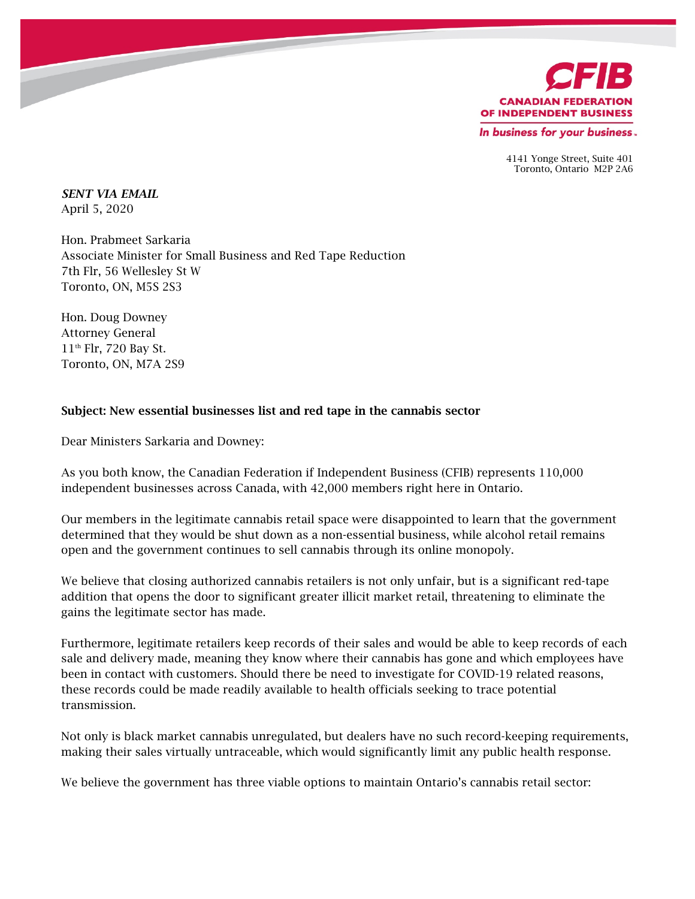**CFIB**
**CANADIAN FEDERATION OF INDEPENDENT BUSINESS**
*In business for your business.*

4141 Yonge Street, Suite 401
Toronto, Ontario M2P 2A6

***SENT VIA EMAIL***
April 5, 2020

Hon. Prabmeet Sarkaria
Associate Minister for Small Business and Red Tape Reduction
7th Flr, 56 Wellesley St W
Toronto, ON, M5S 2S3

Hon. Doug Downey
Attorney General
11th Flr, 720 Bay St.
Toronto, ON, M7A 2S9

**Subject: New essential businesses list and red tape in the cannabis sector**

Dear Ministers Sarkaria and Downey:

As you both know, the Canadian Federation if Independent Business (CFIB) represents 110,000 independent businesses across Canada, with 42,000 members right here in Ontario.

Our members in the legitimate cannabis retail space were disappointed to learn that the government determined that they would be shut down as a non-essential business, while alcohol retail remains open and the government continues to sell cannabis through its online monopoly.

We believe that closing authorized cannabis retailers is not only unfair, but is a significant red-tape addition that opens the door to significant greater illicit market retail, threatening to eliminate the gains the legitimate sector has made.

Furthermore, legitimate retailers keep records of their sales and would be able to keep records of each sale and delivery made, meaning they know where their cannabis has gone and which employees have been in contact with customers. Should there be need to investigate for COVID-19 related reasons, these records could be made readily available to health officials seeking to trace potential transmission.

Not only is black market cannabis unregulated, but dealers have no such record-keeping requirements, making their sales virtually untraceable, which would significantly limit any public health response.

We believe the government has three viable options to maintain Ontario's cannabis retail sector: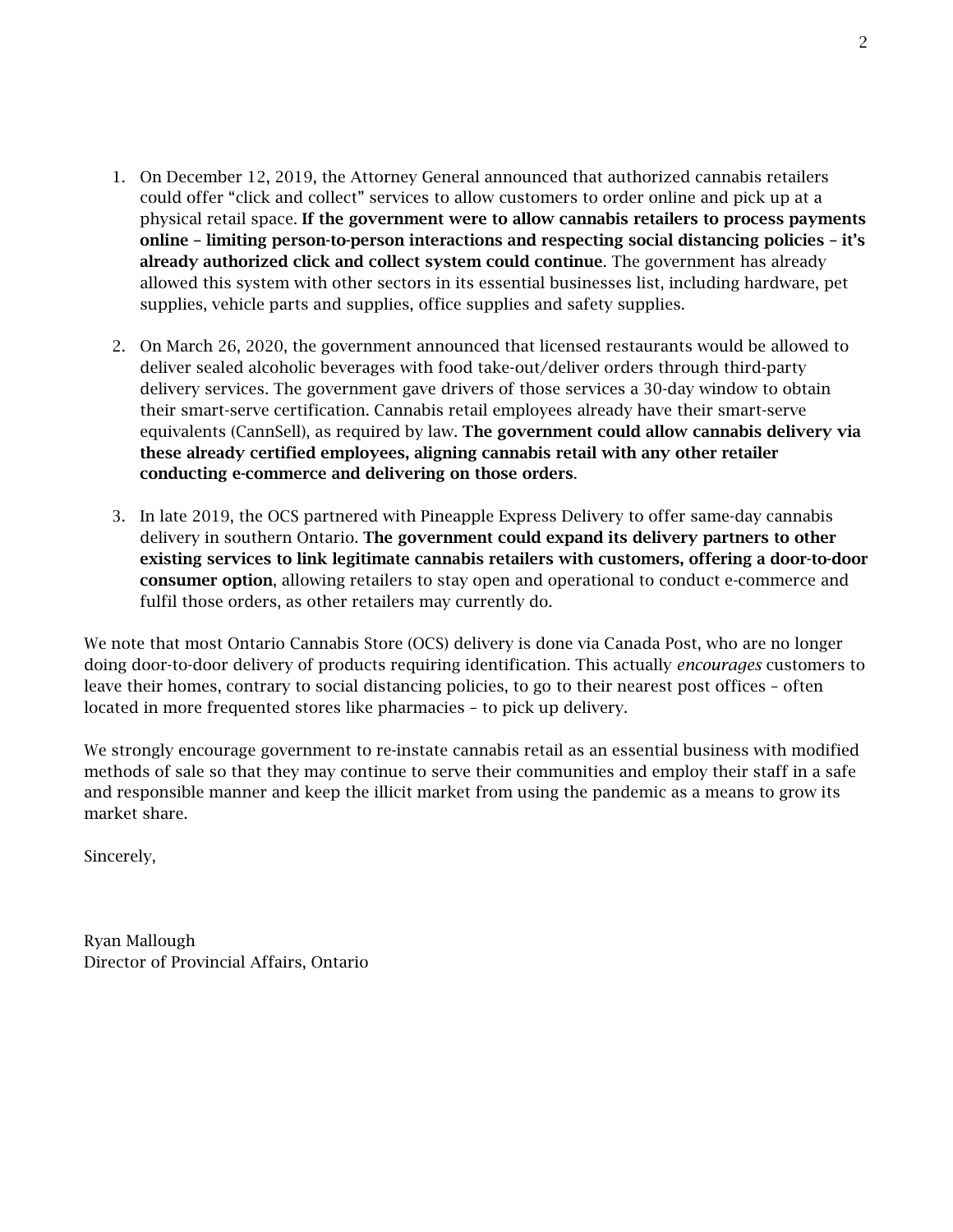1. On December 12, 2019, the Attorney General announced that authorized cannabis retailers could offer "click and collect" services to allow customers to order online and pick up at a physical retail space. **If the government were to allow cannabis retailers to process payments online – limiting person-to-person interactions and respecting social distancing policies – it's already authorized click and collect system could continue**. The government has already allowed this system with other sectors in its essential businesses list, including hardware, pet supplies, vehicle parts and supplies, office supplies and safety supplies.

2. On March 26, 2020, the government announced that licensed restaurants would be allowed to deliver sealed alcoholic beverages with food take-out/deliver orders through third-party delivery services. The government gave drivers of those services a 30-day window to obtain their smart-serve certification. Cannabis retail employees already have their smart-serve equivalents (CannSell), as required by law. **The government could allow cannabis delivery via these already certified employees, aligning cannabis retail with any other retailer conducting e-commerce and delivering on those orders**.

3. In late 2019, the OCS partnered with Pineapple Express Delivery to offer same-day cannabis delivery in southern Ontario. **The government could expand its delivery partners to other existing services to link legitimate cannabis retailers with customers, offering a door-to-door consumer option**, allowing retailers to stay open and operational to conduct e-commerce and fulfil those orders, as other retailers may currently do.

We note that most Ontario Cannabis Store (OCS) delivery is done via Canada Post, who are no longer doing door-to-door delivery of products requiring identification. This actually *encourages* customers to leave their homes, contrary to social distancing policies, to go to their nearest post offices – often located in more frequented stores like pharmacies – to pick up delivery.

We strongly encourage government to re-instate cannabis retail as an essential business with modified methods of sale so that they may continue to serve their communities and employ their staff in a safe and responsible manner and keep the illicit market from using the pandemic as a means to grow its market share.

Sincerely,

Ryan Mallough
Director of Provincial Affairs, Ontario